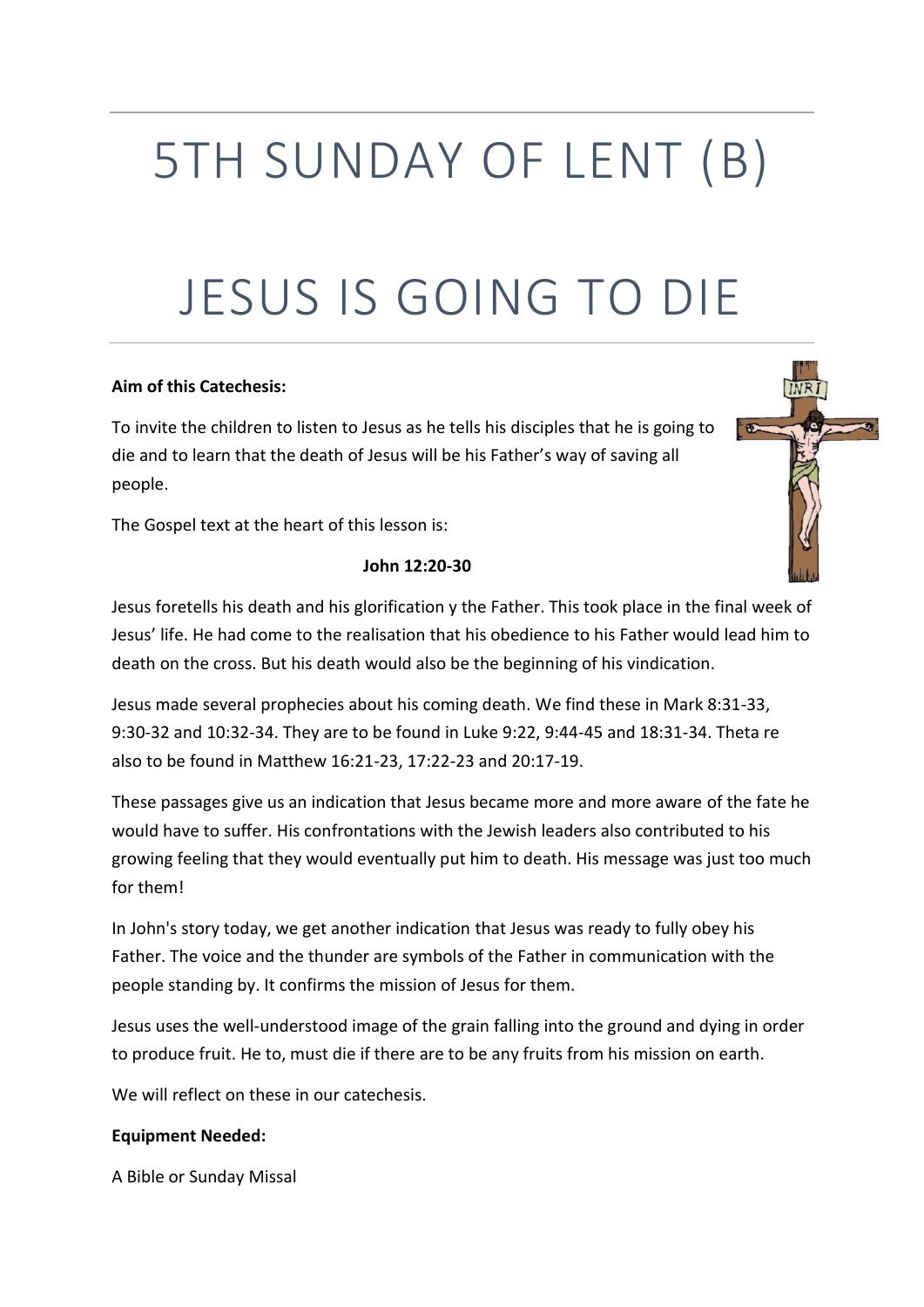# 5TH SUNDAY OF LENT (B)

# JESUS IS GOING TO DIE

**Aim of this Catechesis:**

To invite the children to listen to Jesus as he tells his disciples that he is going to die and to learn that the death of Jesus will be his Father's way of saving all people.

The Gospel text at the heart of this lesson is:

**John 12:20-30**

Jesus foretells his death and his glorification y the Father. This took place in the final week of Jesus' life. He had come to the realisation that his obedience to his Father would lead him to death on the cross. But his death would also be the beginning of his vindication.

Jesus made several prophecies about his coming death. We find these in Mark 8:31-33, 9:30-32 and 10:32-34. They are to be found in Luke 9:22, 9:44-45 and 18:31-34. Theta re also to be found in Matthew 16:21-23, 17:22-23 and 20:17-19.

These passages give us an indication that Jesus became more and more aware of the fate he would have to suffer. His confrontations with the Jewish leaders also contributed to his growing feeling that they would eventually put him to death. His message was just too much for them!

In John's story today, we get another indication that Jesus was ready to fully obey his Father. The voice and the thunder are symbols of the Father in communication with the people standing by. It confirms the mission of Jesus for them.

Jesus uses the well-understood image of the grain falling into the ground and dying in order to produce fruit. He to, must die if there are to be any fruits from his mission on earth.

We will reflect on these in our catechesis.

**Equipment Needed:**

A Bible or Sunday Missal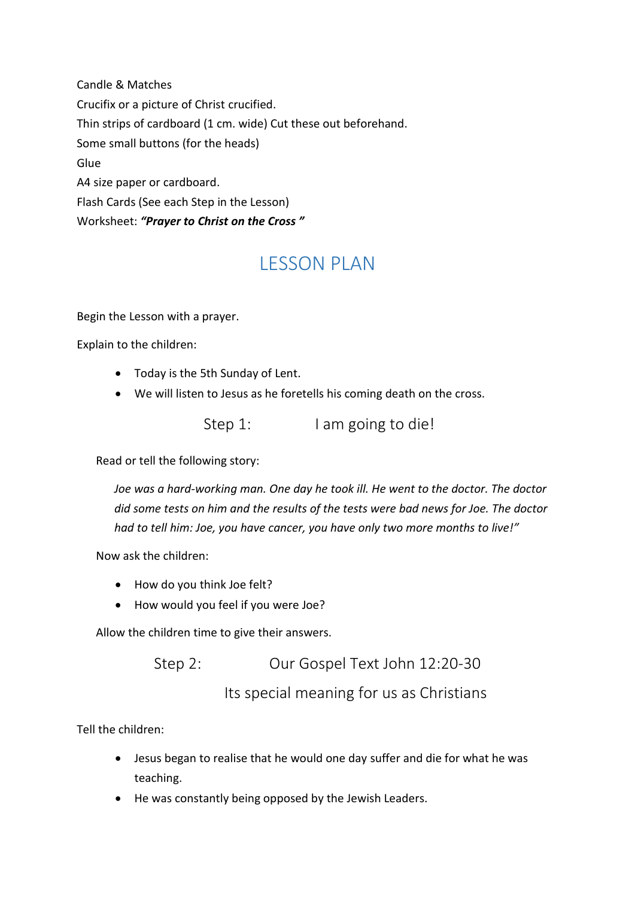Candle & Matches
Crucifix or a picture of Christ crucified.
Thin strips of cardboard (1 cm. wide) Cut these out beforehand.
Some small buttons (for the heads)
Glue
A4 size paper or cardboard.
Flash Cards (See each Step in the Lesson)
Worksheet: ***"Prayer to Christ on the Cross "***

# LESSON PLAN

Begin the Lesson with a prayer.

Explain to the children:

- Today is the 5th Sunday of Lent.
- We will listen to Jesus as he foretells his coming death on the cross.

## Step 1: I am going to die!

Read or tell the following story:

*Joe was a hard-working man. One day he took ill. He went to the doctor. The doctor did some tests on him and the results of the tests were bad news for Joe. The doctor had to tell him: Joe, you have cancer, you have only two more months to live!"*

Now ask the children:

- How do you think Joe felt?
- How would you feel if you were Joe?

Allow the children time to give their answers.

## Step 2: Our Gospel Text John 12:20-30

## Its special meaning for us as Christians

Tell the children:

- Jesus began to realise that he would one day suffer and die for what he was teaching.
- He was constantly being opposed by the Jewish Leaders.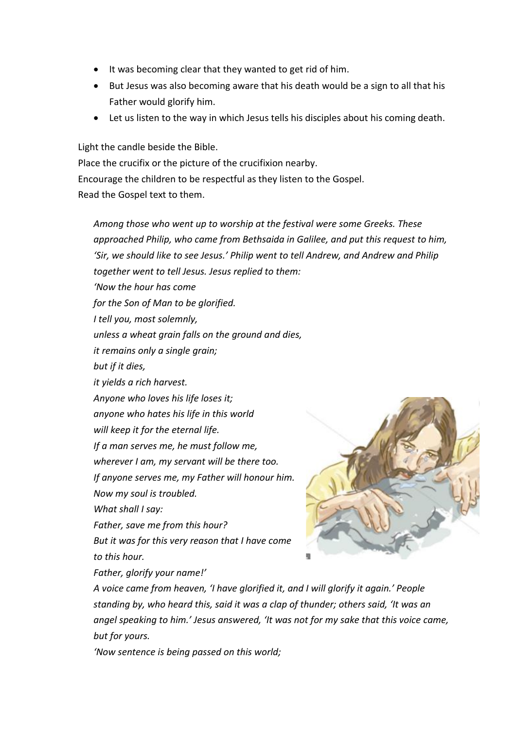- It was becoming clear that they wanted to get rid of him.
- But Jesus was also becoming aware that his death would be a sign to all that his Father would glorify him.
- Let us listen to the way in which Jesus tells his disciples about his coming death.

Light the candle beside the Bible.
Place the crucifix or the picture of the crucifixion nearby.
Encourage the children to be respectful as they listen to the Gospel.
Read the Gospel text to them.

*Among those who went up to worship at the festival were some Greeks. These approached Philip, who came from Bethsaida in Galilee, and put this request to him, 'Sir, we should like to see Jesus.' Philip went to tell Andrew, and Andrew and Philip together went to tell Jesus. Jesus replied to them:*
*'Now the hour has come*
*for the Son of Man to be glorified.*
*I tell you, most solemnly,*
*unless a wheat grain falls on the ground and dies,*
*it remains only a single grain;*
*but if it dies,*
*it yields a rich harvest.*
*Anyone who loves his life loses it;*
*anyone who hates his life in this world*
*will keep it for the eternal life.*
*If a man serves me, he must follow me,*
*wherever I am, my servant will be there too.*
*If anyone serves me, my Father will honour him.*
*Now my soul is troubled.*
*What shall I say:*
*Father, save me from this hour?*
*But it was for this very reason that I have come to this hour.*
*Father, glorify your name!'*
*A voice came from heaven, 'I have glorified it, and I will glorify it again.' People standing by, who heard this, said it was a clap of thunder; others said, 'It was an angel speaking to him.' Jesus answered, 'It was not for my sake that this voice came, but for yours.*
*'Now sentence is being passed on this world;*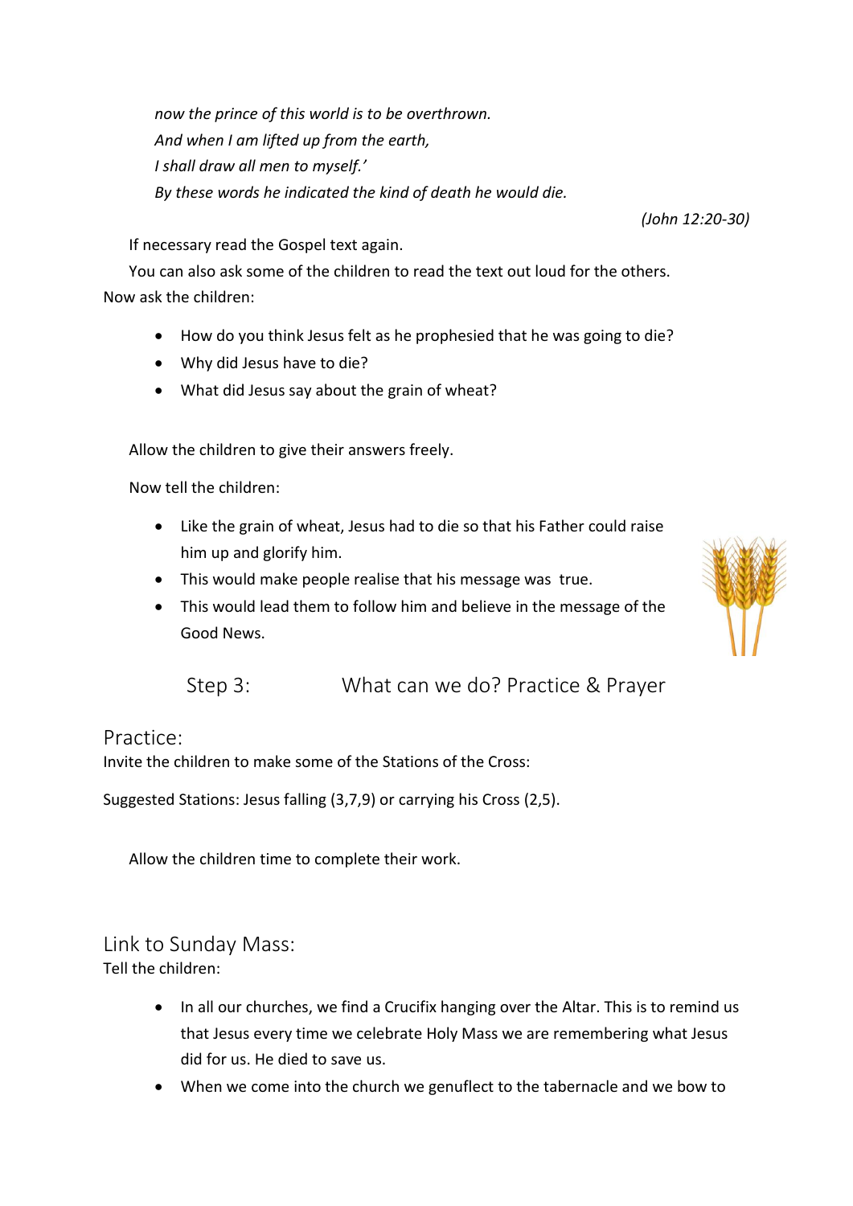*now the prince of this world is to be overthrown.*
*And when I am lifted up from the earth,*
*I shall draw all men to myself.'*
*By these words he indicated the kind of death he would die.*

*(John 12:20-30)*

If necessary read the Gospel text again.

You can also ask some of the children to read the text out loud for the others.
Now ask the children:

- How do you think Jesus felt as he prophesied that he was going to die?
- Why did Jesus have to die?
- What did Jesus say about the grain of wheat?

Allow the children to give their answers freely.

Now tell the children:

- Like the grain of wheat, Jesus had to die so that his Father could raise him up and glorify him.
- This would make people realise that his message was true.
- This would lead them to follow him and believe in the message of the Good News.

## Step 3: What can we do? Practice & Prayer

### Practice:

Invite the children to make some of the Stations of the Cross:

Suggested Stations: Jesus falling (3,7,9) or carrying his Cross (2,5).

Allow the children time to complete their work.

### Link to Sunday Mass:

Tell the children:

- In all our churches, we find a Crucifix hanging over the Altar. This is to remind us that Jesus every time we celebrate Holy Mass we are remembering what Jesus did for us. He died to save us.
- When we come into the church we genuflect to the tabernacle and we bow to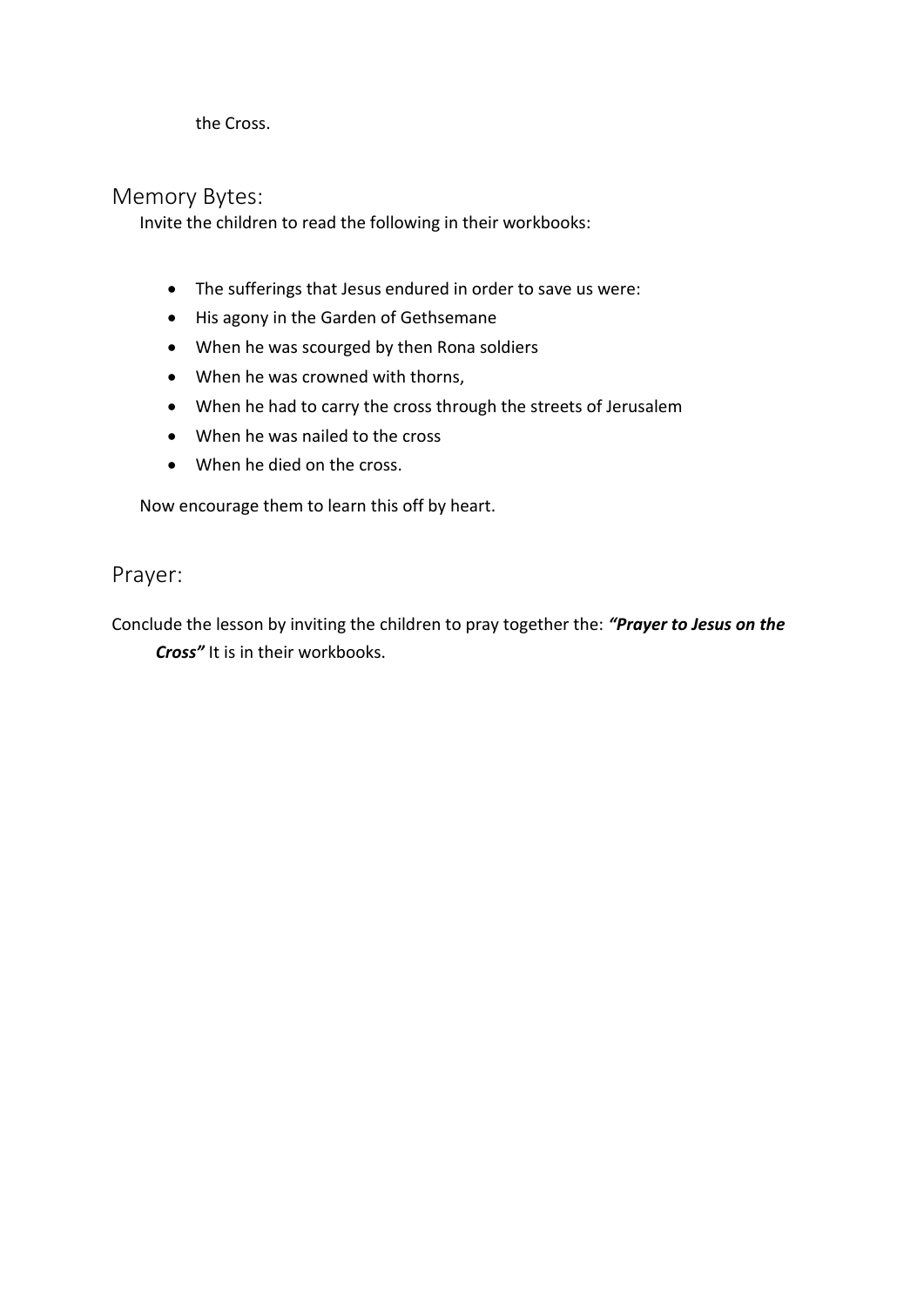the Cross.

## Memory Bytes:

Invite the children to read the following in their workbooks:

- The sufferings that Jesus endured in order to save us were:
- His agony in the Garden of Gethsemane
- When he was scourged by then Rona soldiers
- When he was crowned with thorns,
- When he had to carry the cross through the streets of Jerusalem
- When he was nailed to the cross
- When he died on the cross.

Now encourage them to learn this off by heart.

## Prayer:

Conclude the lesson by inviting the children to pray together the: ***"Prayer to Jesus on the Cross"*** It is in their workbooks.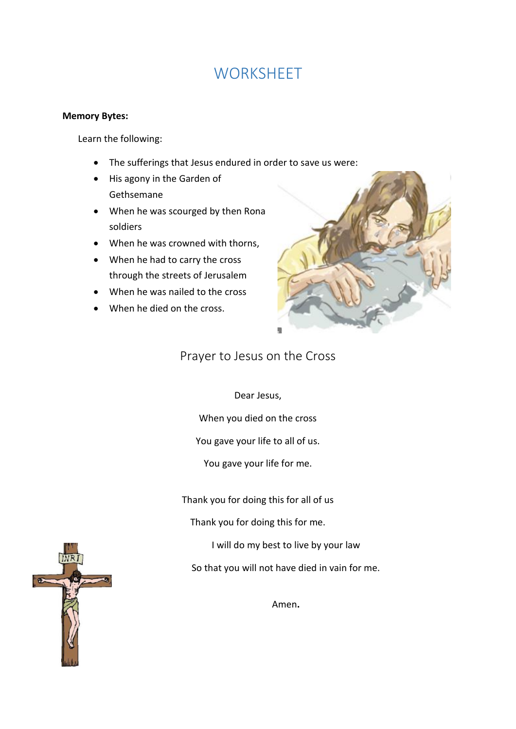# WORKSHEET

**Memory Bytes:**

Learn the following:

- The sufferings that Jesus endured in order to save us were:
- His agony in the Garden of Gethsemane
- When he was scourged by then Rona soldiers
- When he was crowned with thorns,
- When he had to carry the cross through the streets of Jerusalem
- When he was nailed to the cross
- When he died on the cross.

## Prayer to Jesus on the Cross

Dear Jesus,

When you died on the cross

You gave your life to all of us.

You gave your life for me.

Thank you for doing this for all of us

Thank you for doing this for me.

I will do my best to live by your law

So that you will not have died in vain for me.

Amen.